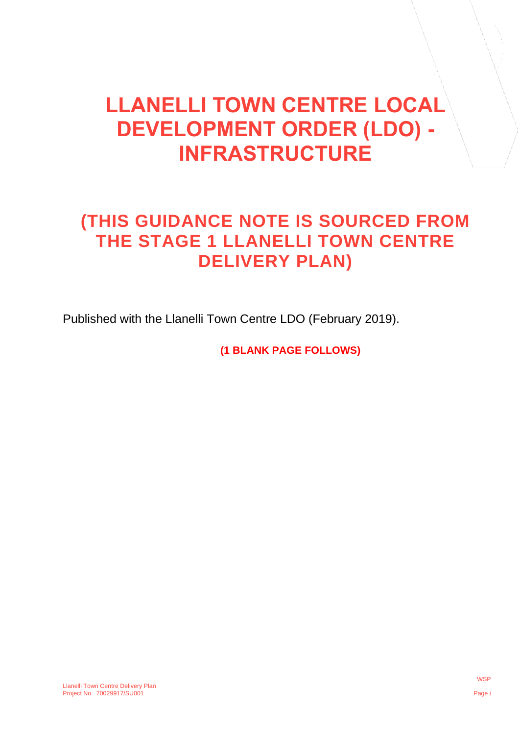# LLANELLI TOWN CENTRE LOCAL DEVELOPMENT ORDER (LDO) - INFRASTRUCTURE

## (THIS GUIDANCE NOTE IS SOURCED FROM THE STAGE 1 LLANELLI TOWN CENTRE DELIVERY PLAN)

Published with the Llanelli Town Centre LDO (February 2019).

**(1 BLANK PAGE FOLLOWS)**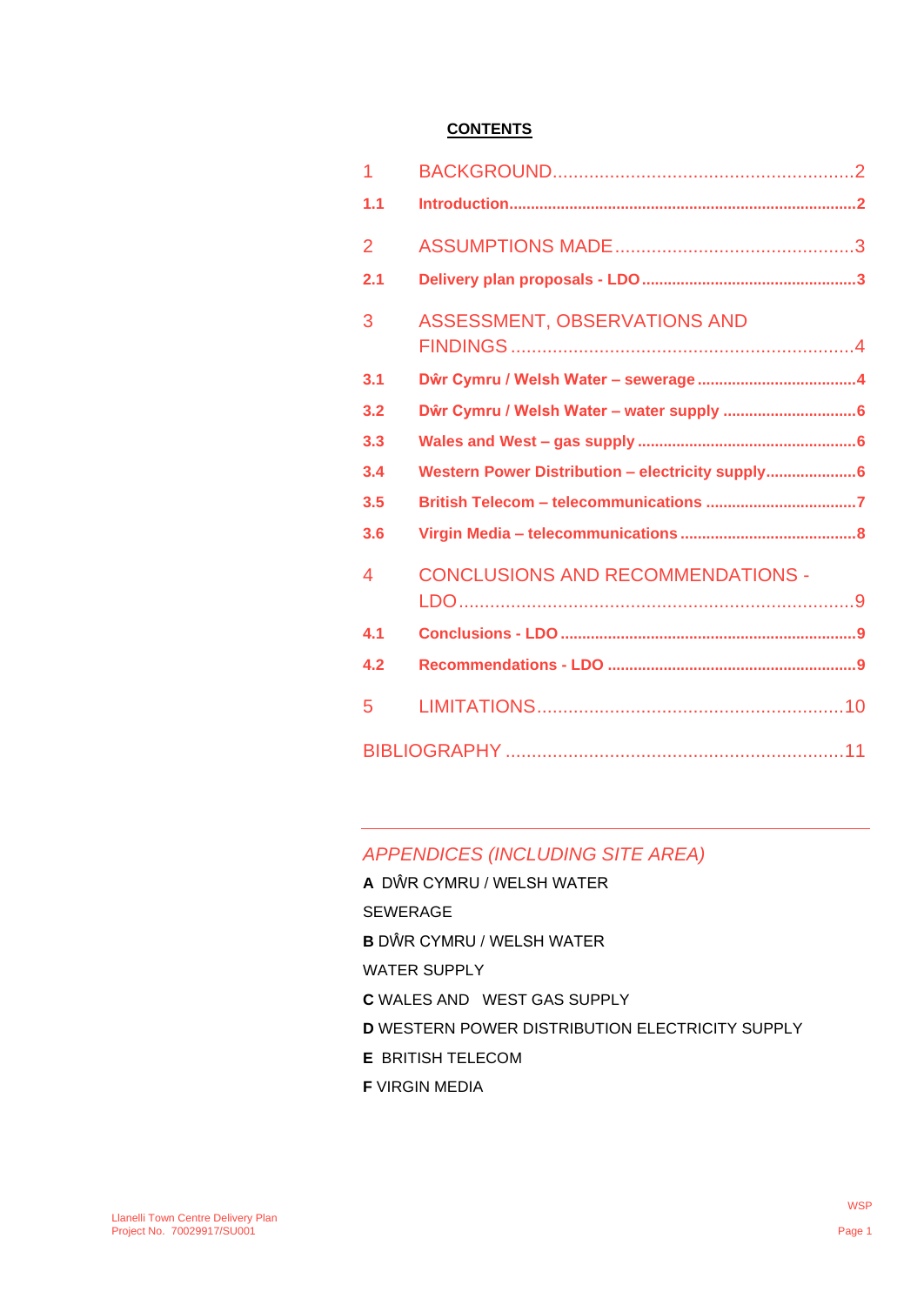**CONTENTS**

| | | |
|---|---|---|
| 1 | BACKGROUND | 2 |
| **1.1** | **Introduction** | **2** |
| 2 | ASSUMPTIONS MADE | 3 |
| **2.1** | **Delivery plan proposals - LDO** | **3** |
| 3 | ASSESSMENT, OBSERVATIONS AND FINDINGS | 4 |
| **3.1** | **Dŵr Cymru / Welsh Water – sewerage** | **4** |
| **3.2** | **Dŵr Cymru / Welsh Water – water supply** | **6** |
| **3.3** | **Wales and West – gas supply** | **6** |
| **3.4** | **Western Power Distribution – electricity supply** | **6** |
| **3.5** | **British Telecom – telecommunications** | **7** |
| **3.6** | **Virgin Media – telecommunications** | **8** |
| 4 | CONCLUSIONS AND RECOMMENDATIONS - LDO | 9 |
| **4.1** | **Conclusions - LDO** | **9** |
| **4.2** | **Recommendations - LDO** | **9** |
| 5 | LIMITATIONS | 10 |
| | BIBLIOGRAPHY | 11 |

---

*APPENDICES (INCLUDING SITE AREA)*

**A** DŴR CYMRU / WELSH WATER SEWERAGE

**B** DŴR CYMRU / WELSH WATER WATER SUPPLY

**C** WALES AND WEST GAS SUPPLY

**D** WESTERN POWER DISTRIBUTION ELECTRICITY SUPPLY

**E** BRITISH TELECOM

**F** VIRGIN MEDIA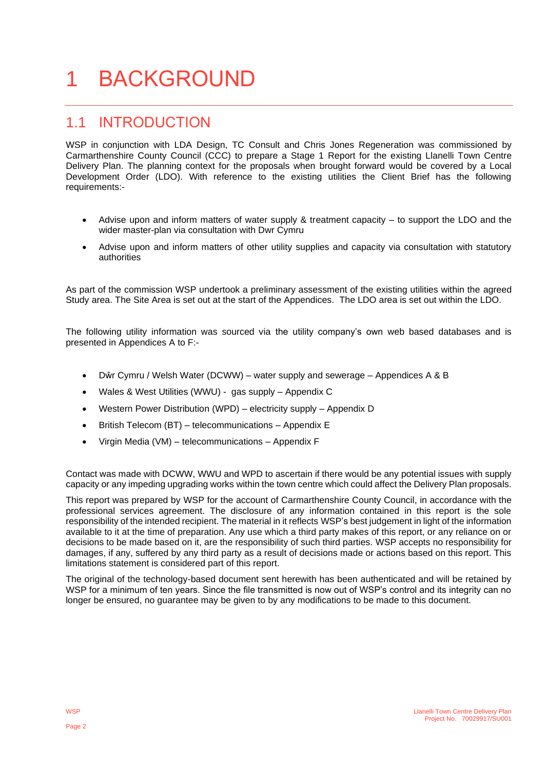# 1 BACKGROUND

## 1.1 INTRODUCTION

WSP in conjunction with LDA Design, TC Consult and Chris Jones Regeneration was commissioned by Carmarthenshire County Council (CCC) to prepare a Stage 1 Report for the existing Llanelli Town Centre Delivery Plan. The planning context for the proposals when brought forward would be covered by a Local Development Order (LDO). With reference to the existing utilities the Client Brief has the following requirements:-

- Advise upon and inform matters of water supply & treatment capacity – to support the LDO and the wider master-plan via consultation with Dwr Cymru
- Advise upon and inform matters of other utility supplies and capacity via consultation with statutory authorities

As part of the commission WSP undertook a preliminary assessment of the existing utilities within the agreed Study area. The Site Area is set out at the start of the Appendices. The LDO area is set out within the LDO.

The following utility information was sourced via the utility company's own web based databases and is presented in Appendices A to F:-

- Dŵr Cymru / Welsh Water (DCWW) – water supply and sewerage – Appendices A & B
- Wales & West Utilities (WWU) - gas supply – Appendix C
- Western Power Distribution (WPD) – electricity supply – Appendix D
- British Telecom (BT) – telecommunications – Appendix E
- Virgin Media (VM) – telecommunications – Appendix F

Contact was made with DCWW, WWU and WPD to ascertain if there would be any potential issues with supply capacity or any impeding upgrading works within the town centre which could affect the Delivery Plan proposals.

This report was prepared by WSP for the account of Carmarthenshire County Council, in accordance with the professional services agreement. The disclosure of any information contained in this report is the sole responsibility of the intended recipient. The material in it reflects WSP's best judgement in light of the information available to it at the time of preparation. Any use which a third party makes of this report, or any reliance on or decisions to be made based on it, are the responsibility of such third parties. WSP accepts no responsibility for damages, if any, suffered by any third party as a result of decisions made or actions based on this report. This limitations statement is considered part of this report.

The original of the technology-based document sent herewith has been authenticated and will be retained by WSP for a minimum of ten years. Since the file transmitted is now out of WSP's control and its integrity can no longer be ensured, no guarantee may be given to by any modifications to be made to this document.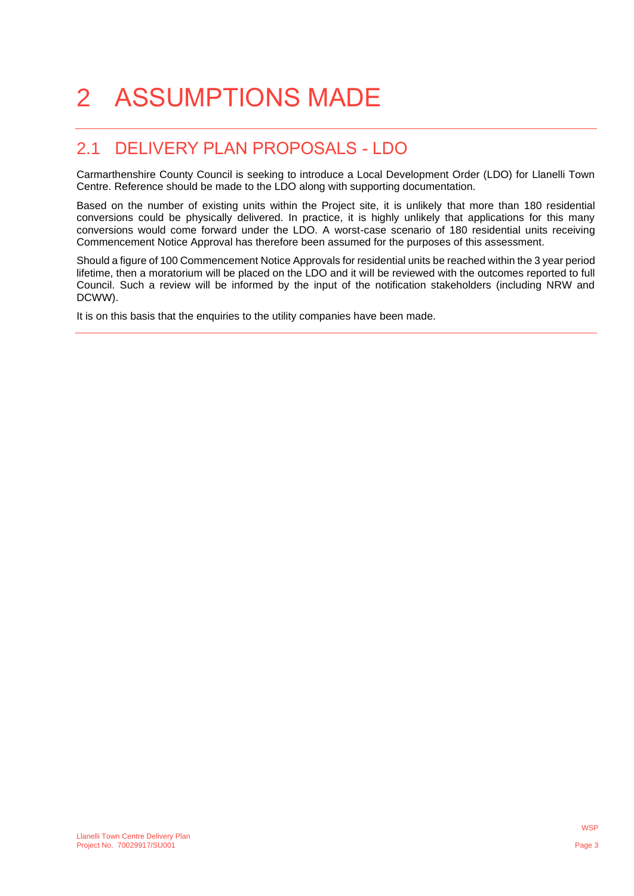# 2 ASSUMPTIONS MADE

## 2.1 DELIVERY PLAN PROPOSALS - LDO

Carmarthenshire County Council is seeking to introduce a Local Development Order (LDO) for Llanelli Town Centre. Reference should be made to the LDO along with supporting documentation.

Based on the number of existing units within the Project site, it is unlikely that more than 180 residential conversions could be physically delivered. In practice, it is highly unlikely that applications for this many conversions would come forward under the LDO. A worst-case scenario of 180 residential units receiving Commencement Notice Approval has therefore been assumed for the purposes of this assessment.

Should a figure of 100 Commencement Notice Approvals for residential units be reached within the 3 year period lifetime, then a moratorium will be placed on the LDO and it will be reviewed with the outcomes reported to full Council. Such a review will be informed by the input of the notification stakeholders (including NRW and DCWW).

It is on this basis that the enquiries to the utility companies have been made.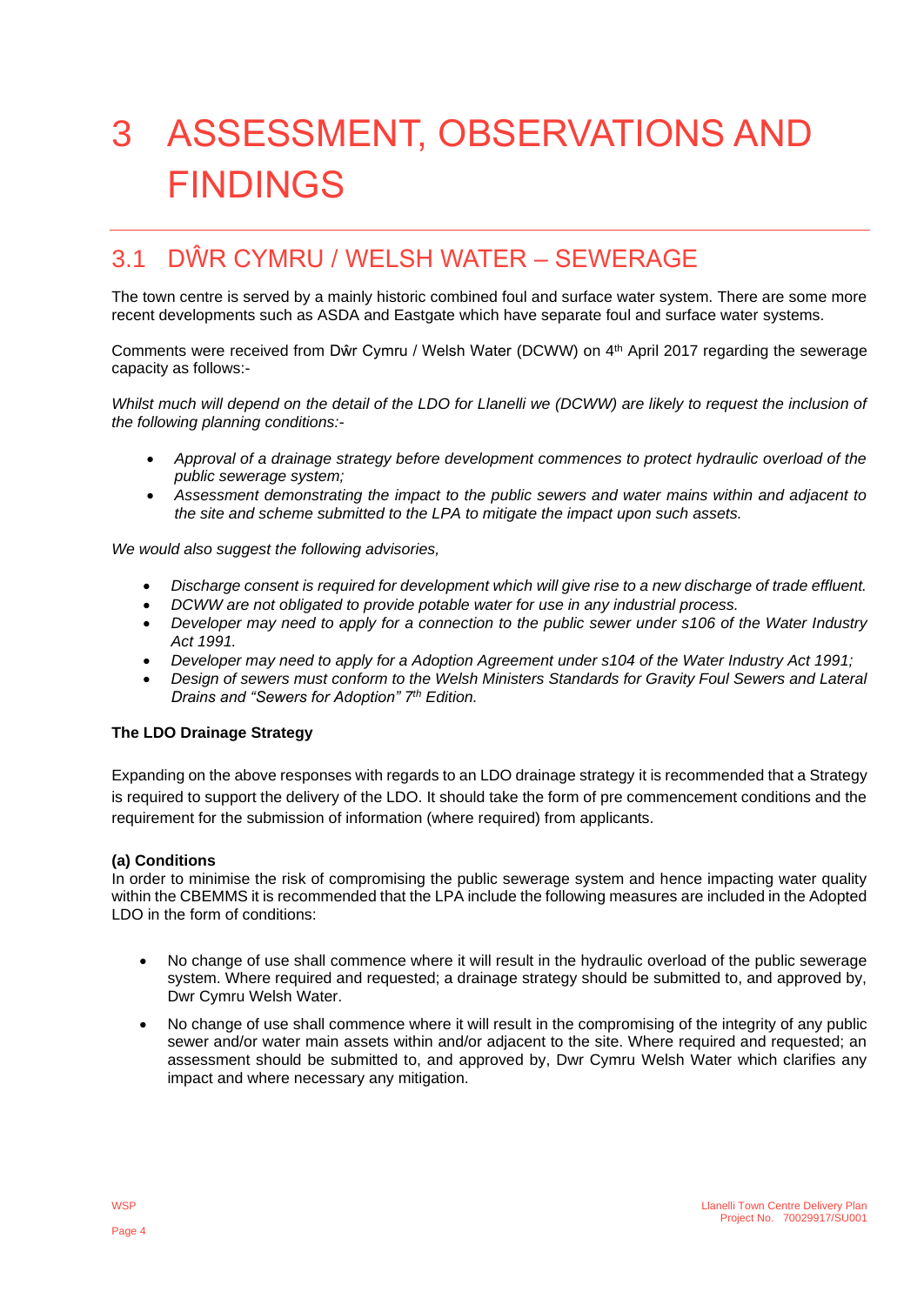# 3 ASSESSMENT, OBSERVATIONS AND FINDINGS

## 3.1 DŴR CYMRU / WELSH WATER – SEWERAGE

The town centre is served by a mainly historic combined foul and surface water system. There are some more recent developments such as ASDA and Eastgate which have separate foul and surface water systems.

Comments were received from Dŵr Cymru / Welsh Water (DCWW) on 4th April 2017 regarding the sewerage capacity as follows:-

*Whilst much will depend on the detail of the LDO for Llanelli we (DCWW) are likely to request the inclusion of the following planning conditions:-*

- *Approval of a drainage strategy before development commences to protect hydraulic overload of the public sewerage system;*
- *Assessment demonstrating the impact to the public sewers and water mains within and adjacent to the site and scheme submitted to the LPA to mitigate the impact upon such assets.*

*We would also suggest the following advisories,*

- *Discharge consent is required for development which will give rise to a new discharge of trade effluent.*
- *DCWW are not obligated to provide potable water for use in any industrial process.*
- *Developer may need to apply for a connection to the public sewer under s106 of the Water Industry Act 1991.*
- *Developer may need to apply for a Adoption Agreement under s104 of the Water Industry Act 1991;*
- *Design of sewers must conform to the Welsh Ministers Standards for Gravity Foul Sewers and Lateral Drains and "Sewers for Adoption" 7th Edition.*

**The LDO Drainage Strategy**

Expanding on the above responses with regards to an LDO drainage strategy it is recommended that a Strategy is required to support the delivery of the LDO. It should take the form of pre commencement conditions and the requirement for the submission of information (where required) from applicants.

**(a) Conditions**

In order to minimise the risk of compromising the public sewerage system and hence impacting water quality within the CBEMMS it is recommended that the LPA include the following measures are included in the Adopted LDO in the form of conditions:

- No change of use shall commence where it will result in the hydraulic overload of the public sewerage system. Where required and requested; a drainage strategy should be submitted to, and approved by, Dwr Cymru Welsh Water.
- No change of use shall commence where it will result in the compromising of the integrity of any public sewer and/or water main assets within and/or adjacent to the site. Where required and requested; an assessment should be submitted to, and approved by, Dwr Cymru Welsh Water which clarifies any impact and where necessary any mitigation.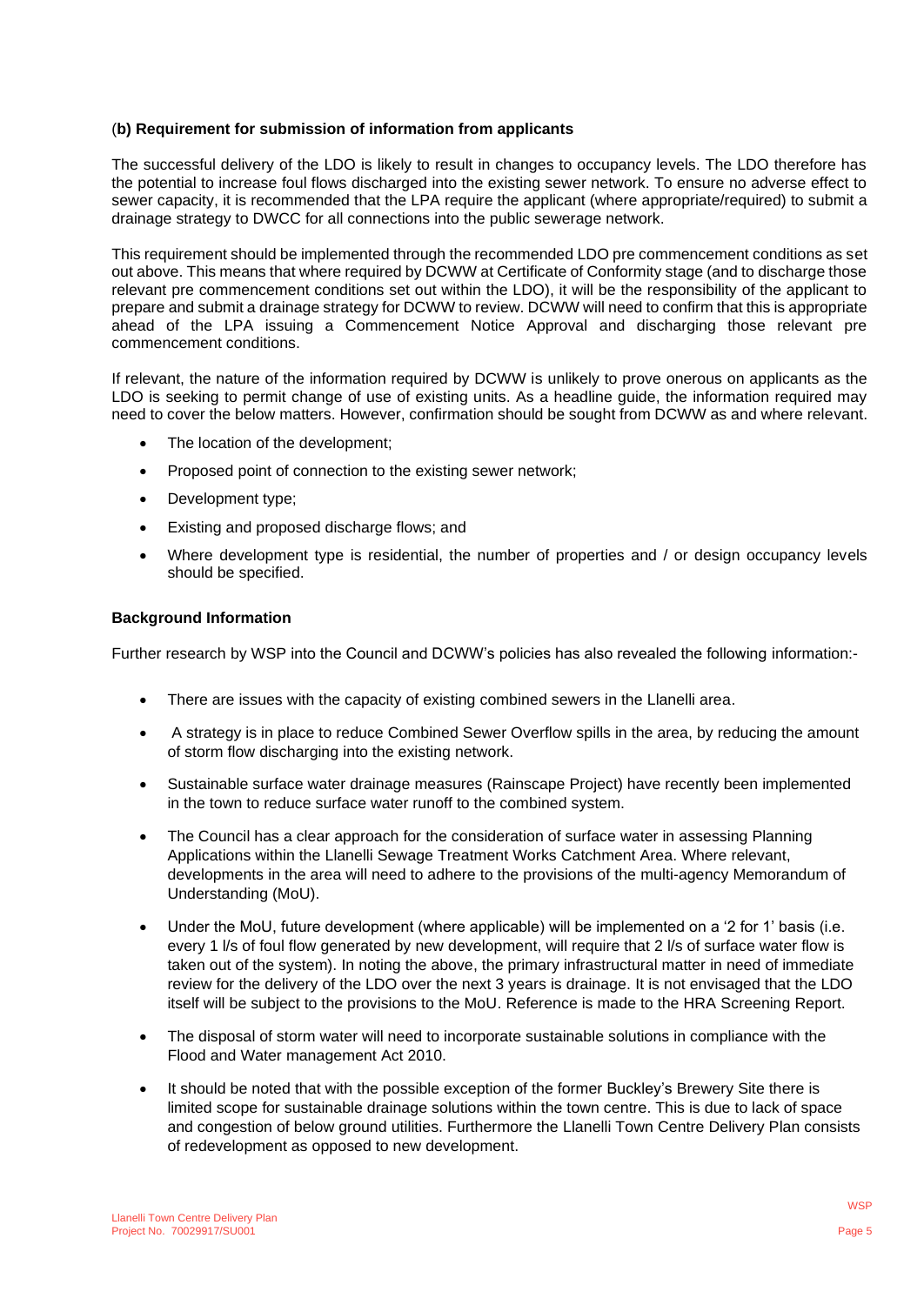#### (b) Requirement for submission of information from applicants

The successful delivery of the LDO is likely to result in changes to occupancy levels. The LDO therefore has the potential to increase foul flows discharged into the existing sewer network. To ensure no adverse effect to sewer capacity, it is recommended that the LPA require the applicant (where appropriate/required) to submit a drainage strategy to DWCC for all connections into the public sewerage network.

This requirement should be implemented through the recommended LDO pre commencement conditions as set out above. This means that where required by DCWW at Certificate of Conformity stage (and to discharge those relevant pre commencement conditions set out within the LDO), it will be the responsibility of the applicant to prepare and submit a drainage strategy for DCWW to review. DCWW will need to confirm that this is appropriate ahead of the LPA issuing a Commencement Notice Approval and discharging those relevant pre commencement conditions.

If relevant, the nature of the information required by DCWW is unlikely to prove onerous on applicants as the LDO is seeking to permit change of use of existing units. As a headline guide, the information required may need to cover the below matters. However, confirmation should be sought from DCWW as and where relevant.

- The location of the development;
- Proposed point of connection to the existing sewer network;
- Development type;
- Existing and proposed discharge flows; and
- Where development type is residential, the number of properties and / or design occupancy levels should be specified.

#### Background Information

Further research by WSP into the Council and DCWW's policies has also revealed the following information:-

- There are issues with the capacity of existing combined sewers in the Llanelli area.
- A strategy is in place to reduce Combined Sewer Overflow spills in the area, by reducing the amount of storm flow discharging into the existing network.
- Sustainable surface water drainage measures (Rainscape Project) have recently been implemented in the town to reduce surface water runoff to the combined system.
- The Council has a clear approach for the consideration of surface water in assessing Planning Applications within the Llanelli Sewage Treatment Works Catchment Area. Where relevant, developments in the area will need to adhere to the provisions of the multi-agency Memorandum of Understanding (MoU).
- Under the MoU, future development (where applicable) will be implemented on a '2 for 1' basis (i.e. every 1 l/s of foul flow generated by new development, will require that 2 l/s of surface water flow is taken out of the system). In noting the above, the primary infrastructural matter in need of immediate review for the delivery of the LDO over the next 3 years is drainage. It is not envisaged that the LDO itself will be subject to the provisions to the MoU. Reference is made to the HRA Screening Report.
- The disposal of storm water will need to incorporate sustainable solutions in compliance with the Flood and Water management Act 2010.
- It should be noted that with the possible exception of the former Buckley's Brewery Site there is limited scope for sustainable drainage solutions within the town centre. This is due to lack of space and congestion of below ground utilities. Furthermore the Llanelli Town Centre Delivery Plan consists of redevelopment as opposed to new development.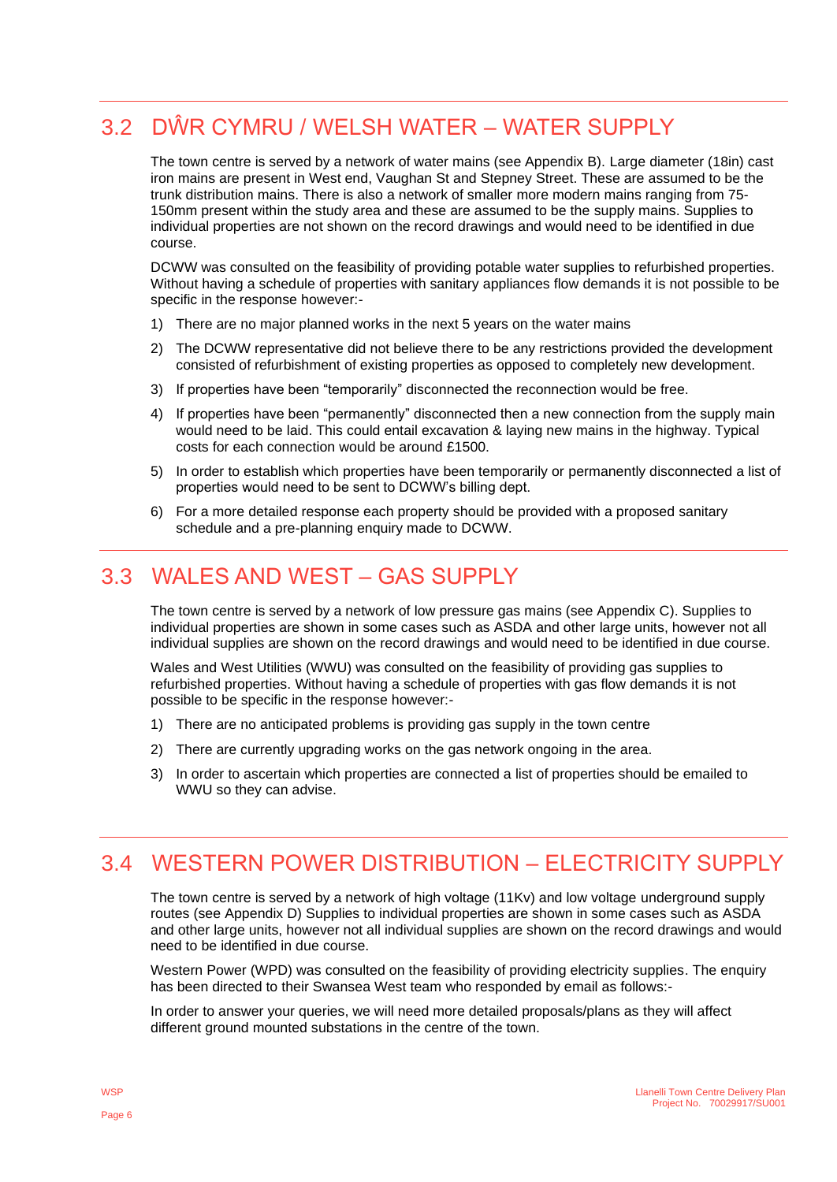## 3.2 DŴR CYMRU / WELSH WATER – WATER SUPPLY

The town centre is served by a network of water mains (see Appendix B). Large diameter (18in) cast iron mains are present in West end, Vaughan St and Stepney Street. These are assumed to be the trunk distribution mains. There is also a network of smaller more modern mains ranging from 75-150mm present within the study area and these are assumed to be the supply mains. Supplies to individual properties are not shown on the record drawings and would need to be identified in due course.

DCWW was consulted on the feasibility of providing potable water supplies to refurbished properties. Without having a schedule of properties with sanitary appliances flow demands it is not possible to be specific in the response however:-

1) There are no major planned works in the next 5 years on the water mains
2) The DCWW representative did not believe there to be any restrictions provided the development consisted of refurbishment of existing properties as opposed to completely new development.
3) If properties have been "temporarily" disconnected the reconnection would be free.
4) If properties have been "permanently" disconnected then a new connection from the supply main would need to be laid. This could entail excavation & laying new mains in the highway. Typical costs for each connection would be around £1500.
5) In order to establish which properties have been temporarily or permanently disconnected a list of properties would need to be sent to DCWW's billing dept.
6) For a more detailed response each property should be provided with a proposed sanitary schedule and a pre-planning enquiry made to DCWW.

## 3.3 WALES AND WEST – GAS SUPPLY

The town centre is served by a network of low pressure gas mains (see Appendix C). Supplies to individual properties are shown in some cases such as ASDA and other large units, however not all individual supplies are shown on the record drawings and would need to be identified in due course.

Wales and West Utilities (WWU) was consulted on the feasibility of providing gas supplies to refurbished properties. Without having a schedule of properties with gas flow demands it is not possible to be specific in the response however:-

1) There are no anticipated problems is providing gas supply in the town centre
2) There are currently upgrading works on the gas network ongoing in the area.
3) In order to ascertain which properties are connected a list of properties should be emailed to WWU so they can advise.

## 3.4 WESTERN POWER DISTRIBUTION – ELECTRICITY SUPPLY

The town centre is served by a network of high voltage (11Kv) and low voltage underground supply routes (see Appendix D) Supplies to individual properties are shown in some cases such as ASDA and other large units, however not all individual supplies are shown on the record drawings and would need to be identified in due course.

Western Power (WPD) was consulted on the feasibility of providing electricity supplies. The enquiry has been directed to their Swansea West team who responded by email as follows:-

In order to answer your queries, we will need more detailed proposals/plans as they will affect different ground mounted substations in the centre of the town.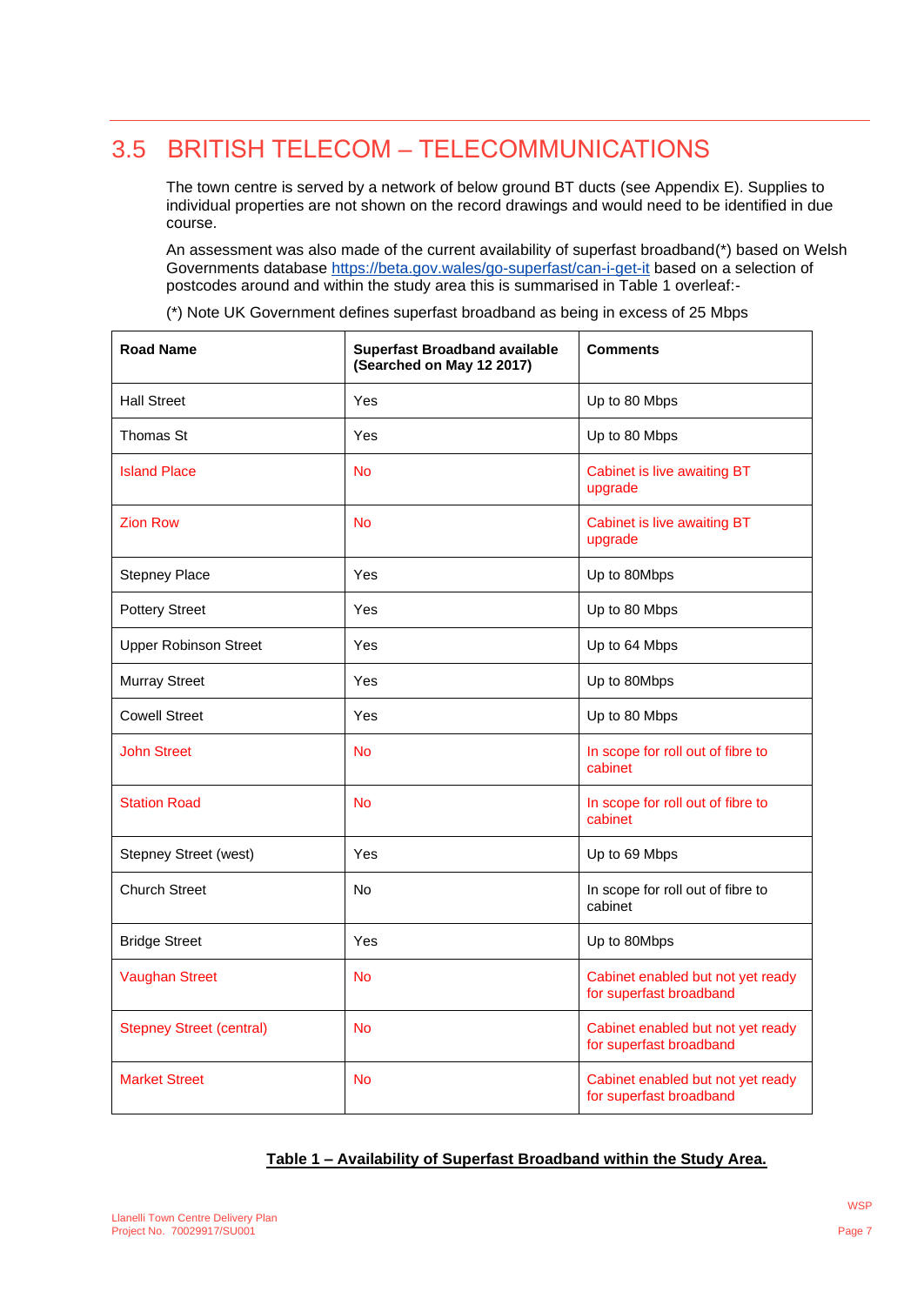## 3.5 BRITISH TELECOM – TELECOMMUNICATIONS

The town centre is served by a network of below ground BT ducts (see Appendix E). Supplies to individual properties are not shown on the record drawings and would need to be identified in due course.

An assessment was also made of the current availability of superfast broadband(*) based on Welsh Governments database https://beta.gov.wales/go-superfast/can-i-get-it based on a selection of postcodes around and within the study area this is summarised in Table 1 overleaf:-

(*) Note UK Government defines superfast broadband as being in excess of 25 Mbps

| Road Name | Superfast Broadband available (Searched on May 12 2017) | Comments |
|---|---|---|
| Hall Street | Yes | Up to 80 Mbps |
| Thomas St | Yes | Up to 80 Mbps |
| Island Place | No | Cabinet is live awaiting BT upgrade |
| Zion Row | No | Cabinet is live awaiting BT upgrade |
| Stepney Place | Yes | Up to 80Mbps |
| Pottery Street | Yes | Up to 80 Mbps |
| Upper Robinson Street | Yes | Up to 64 Mbps |
| Murray Street | Yes | Up to 80Mbps |
| Cowell Street | Yes | Up to 80 Mbps |
| John Street | No | In scope for roll out of fibre to cabinet |
| Station Road | No | In scope for roll out of fibre to cabinet |
| Stepney Street (west) | Yes | Up to 69 Mbps |
| Church Street | No | In scope for roll out of fibre to cabinet |
| Bridge Street | Yes | Up to 80Mbps |
| Vaughan Street | No | Cabinet enabled but not yet ready for superfast broadband |
| Stepney Street (central) | No | Cabinet enabled but not yet ready for superfast broadband |
| Market Street | No | Cabinet enabled but not yet ready for superfast broadband |

**Table 1 – Availability of Superfast Broadband within the Study Area.**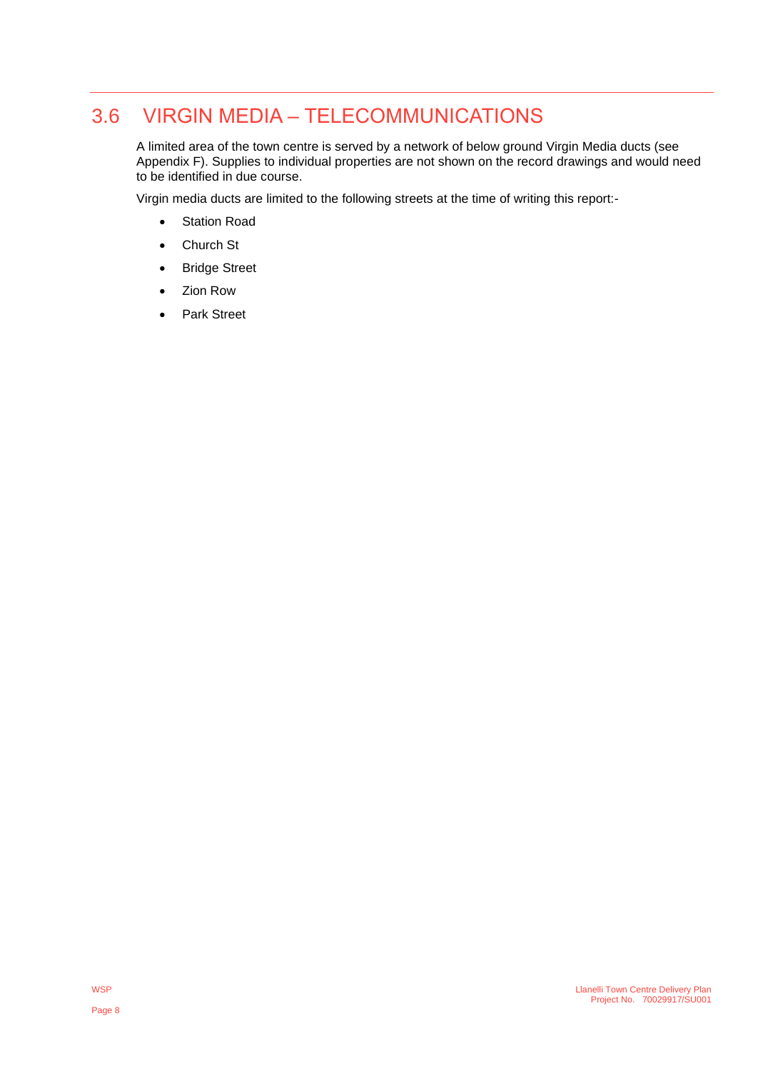## 3.6 VIRGIN MEDIA – TELECOMMUNICATIONS

A limited area of the town centre is served by a network of below ground Virgin Media ducts (see Appendix F). Supplies to individual properties are not shown on the record drawings and would need to be identified in due course.

Virgin media ducts are limited to the following streets at the time of writing this report:-

- Station Road
- Church St
- Bridge Street
- Zion Row
- Park Street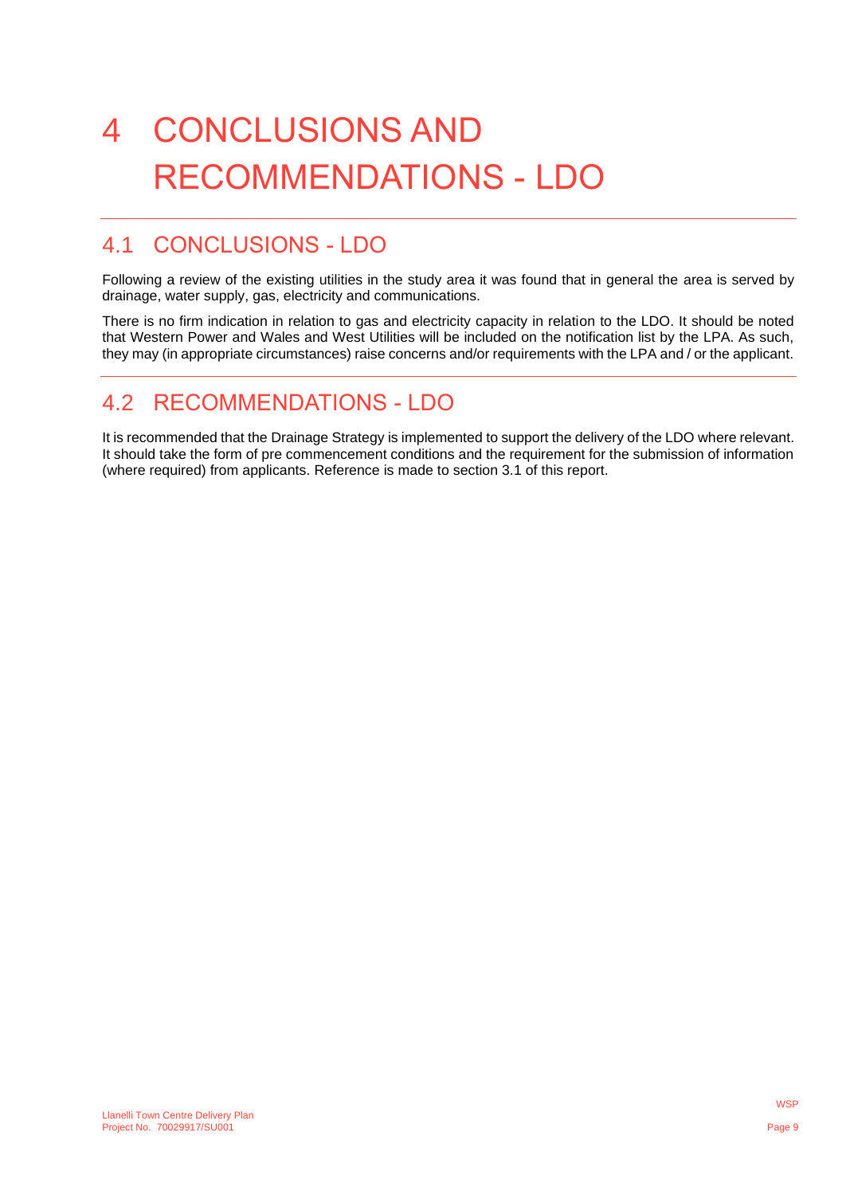# 4 CONCLUSIONS AND RECOMMENDATIONS - LDO

## 4.1 CONCLUSIONS - LDO

Following a review of the existing utilities in the study area it was found that in general the area is served by drainage, water supply, gas, electricity and communications.

There is no firm indication in relation to gas and electricity capacity in relation to the LDO. It should be noted that Western Power and Wales and West Utilities will be included on the notification list by the LPA. As such, they may (in appropriate circumstances) raise concerns and/or requirements with the LPA and / or the applicant.

## 4.2 RECOMMENDATIONS - LDO

It is recommended that the Drainage Strategy is implemented to support the delivery of the LDO where relevant. It should take the form of pre commencement conditions and the requirement for the submission of information (where required) from applicants. Reference is made to section 3.1 of this report.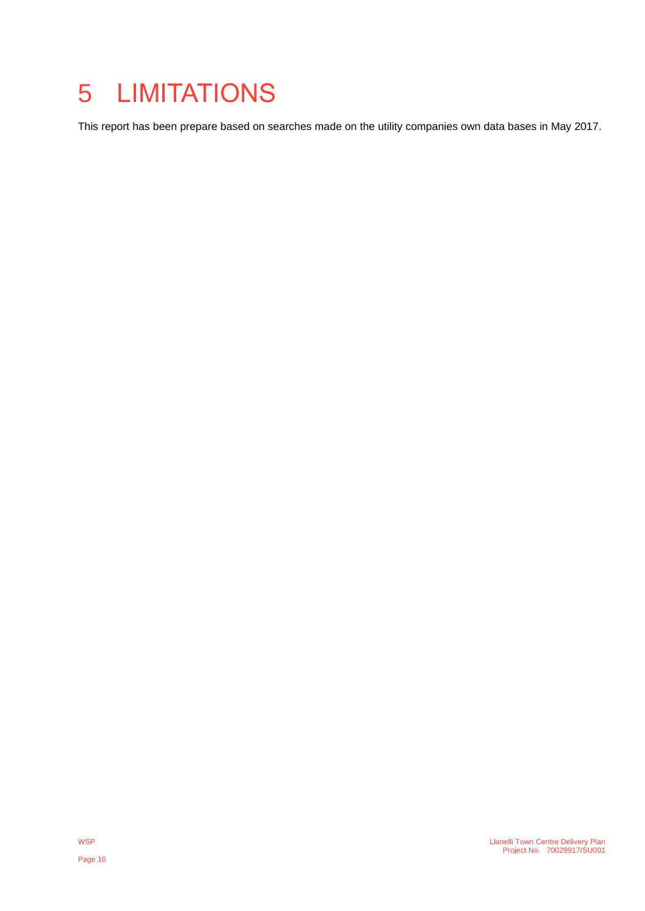# 5 LIMITATIONS

This report has been prepare based on searches made on the utility companies own data bases in May 2017.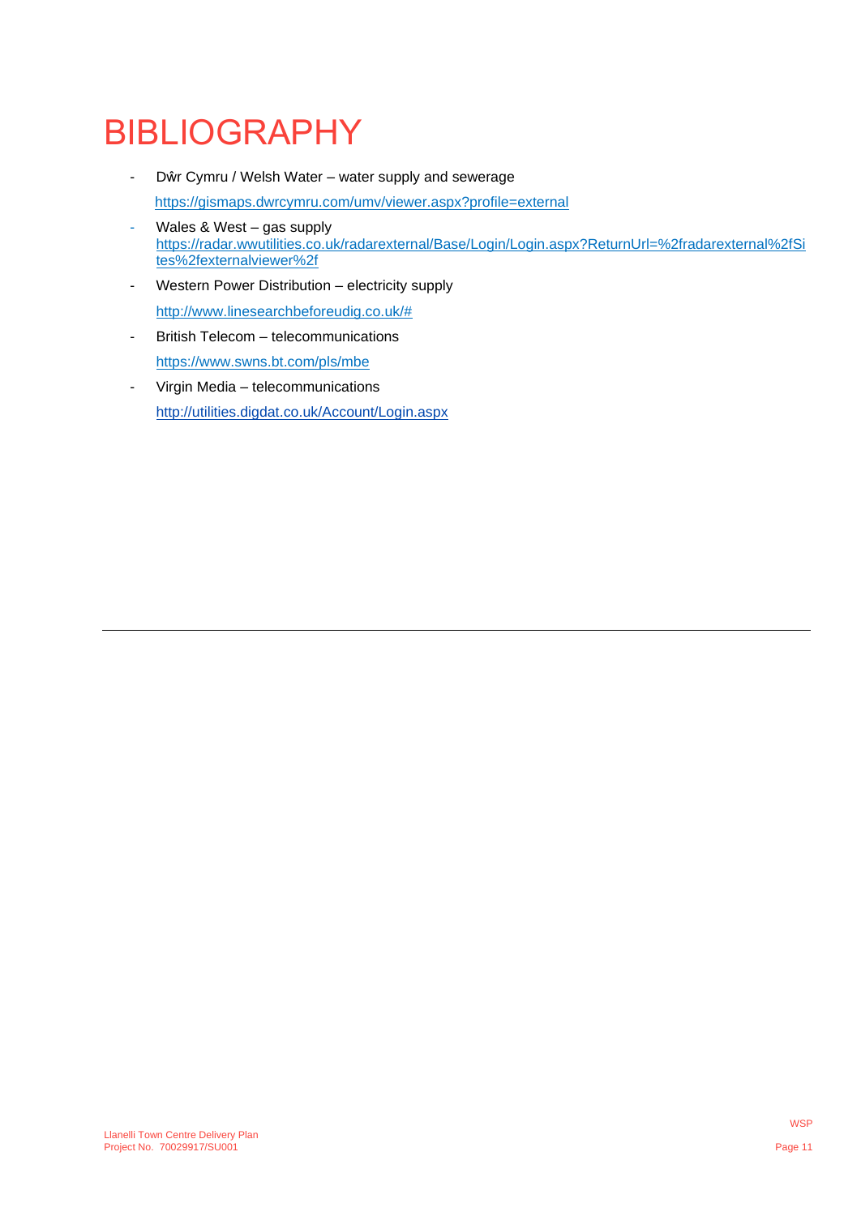# BIBLIOGRAPHY

- Dŵr Cymru / Welsh Water – water supply and sewerage

  https://gismaps.dwrcymru.com/umv/viewer.aspx?profile=external

- Wales & West – gas supply

  https://radar.wwutilities.co.uk/radarexternal/Base/Login/Login.aspx?ReturnUrl=%2fradarexternal%2fSites%2fexternalviewer%2f

- Western Power Distribution – electricity supply

  http://www.linesearchbeforeudig.co.uk/#

- British Telecom – telecommunications

  https://www.swns.bt.com/pls/mbe

- Virgin Media – telecommunications

  http://utilities.digdat.co.uk/Account/Login.aspx